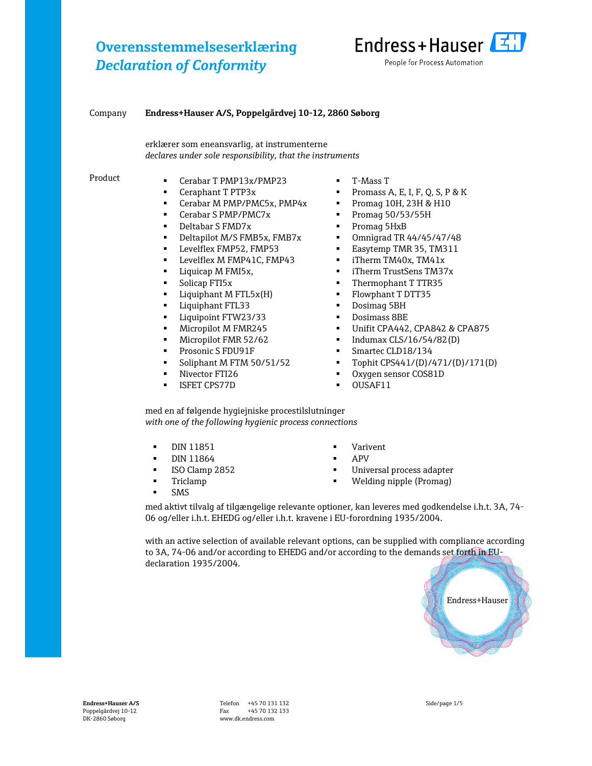# Overensstemmelseserklæring
# *Declaration of Conformity*

Endress+Hauser
People for Process Automation

Company **Endress+Hauser A/S, Poppelgårdvej 10-12, 2860 Søborg**

erklærer som eneansvarlig, at instrumenterne
*declares under sole responsibility, that the instruments*

Product

- Cerabar T PMP13x/PMP23
- Ceraphant T PTP3x
- Cerabar M PMP/PMC5x, PMP4x
- Cerabar S PMP/PMC7x
- Deltabar S FMD7x
- Deltapilot M/S FMB5x, FMB7x
- Levelflex FMP52, FMP53
- Levelflex M FMP41C, FMP43
- Liquicap M FMI5x,
- Solicap FTI5x
- Liquiphant M FTL5x(H)
- Liquiphant FTL33
- Liquipoint FTW23/33
- Micropilot M FMR245
- Micropilot FMR 52/62
- Prosonic S FDU91F
- Soliphant M FTM 50/51/52
- Nivector FTI26
- ISFET CPS77D
- T-Mass T
- Promass A, E, I, F, Q, S, P & K
- Promag 10H, 23H & H10
- Promag 50/53/55H
- Promag 5HxB
- Omnigrad TR 44/45/47/48
- Easytemp TMR 35, TM311
- iTherm TM40x, TM41x
- iTherm TrustSens TM37x
- Thermophant T TTR35
- Flowphant T DTT35
- Dosimag 5BH
- Dosimass 8BE
- Unifit CPA442, CPA842 & CPA875
- Indumax CLS/16/54/82(D)
- Smartec CLD18/134
- Tophit CPS441/(D)/471/(D)/171(D)
- Oxygen sensor COS81D
- OUSAF11

med en af følgende hygiejniske procestilslutninger
*with one of the following hygienic process connections*

- DIN 11851
- DIN 11864
- ISO Clamp 2852
- Triclamp
- SMS
- Varivent
- APV
- Universal process adapter
- Welding nipple (Promag)

med aktivt tilvalg af tilgængelige relevante optioner, kan leveres med godkendelse i.h.t. 3A, 74-06 og/eller i.h.t. EHEDG og/eller i.h.t. kravene i EU-forordning 1935/2004.

with an active selection of available relevant options, can be supplied with compliance according to 3A, 74-06 and/or according to EHEDG and/or according to the demands set forth in EU-declaration 1935/2004.

Endress+Hauser

**Endress+Hauser A/S**
Poppelgårdvej 10-12
DK-2860 Søborg

Telefon +45 70 131 132
Fax +45 70 132 133
www.dk.endress.com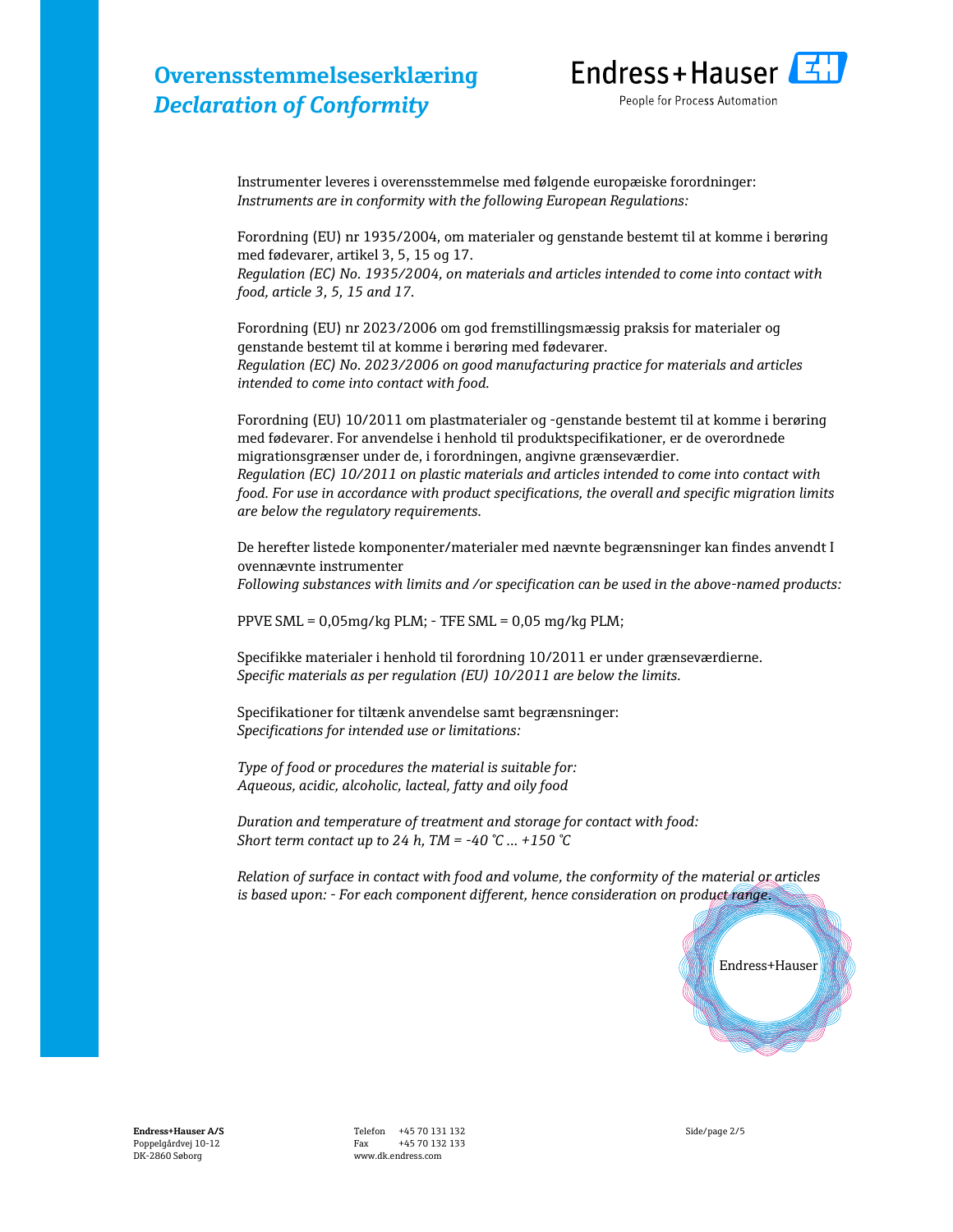# Overensstemmelseserklæring
## *Declaration of Conformity*

Endress+Hauser
People for Process Automation

Instrumenter leveres i overensstemmelse med følgende europæiske forordninger:
*Instruments are in conformity with the following European Regulations:*

Forordning (EU) nr 1935/2004, om materialer og genstande bestemt til at komme i berøring med fødevarer, artikel 3, 5, 15 og 17.
*Regulation (EC) No. 1935/2004, on materials and articles intended to come into contact with food, article 3, 5, 15 and 17.*

Forordning (EU) nr 2023/2006 om god fremstillingsmæssig praksis for materialer og genstande bestemt til at komme i berøring med fødevarer.
*Regulation (EC) No. 2023/2006 on good manufacturing practice for materials and articles intended to come into contact with food.*

Forordning (EU) 10/2011 om plastmaterialer og -genstande bestemt til at komme i berøring med fødevarer. For anvendelse i henhold til produktspecifikationer, er de overordnede migrationsgrænser under de, i forordningen, angivne grænseværdier.
*Regulation (EC) 10/2011 on plastic materials and articles intended to come into contact with food. For use in accordance with product specifications, the overall and specific migration limits are below the regulatory requirements.*

De herefter listede komponenter/materialer med nævnte begrænsninger kan findes anvendt I ovennævnte instrumenter
*Following substances with limits and /or specification can be used in the above-named products:*

PPVE SML = 0,05mg/kg PLM; - TFE SML = 0,05 mg/kg PLM;

Specifikke materialer i henhold til forordning 10/2011 er under grænseværdierne.
*Specific materials as per regulation (EU) 10/2011 are below the limits.*

Specifikationer for tiltænk anvendelse samt begrænsninger:
*Specifications for intended use or limitations:*

*Type of food or procedures the material is suitable for:*
*Aqueous, acidic, alcoholic, lacteal, fatty and oily food*

*Duration and temperature of treatment and storage for contact with food:*
*Short term contact up to 24 h, TM = -40 °C ... +150 °C*

*Relation of surface in contact with food and volume, the conformity of the material or articles is based upon: - For each component different, hence consideration on product range.*

Endress+Hauser

**Endress+Hauser A/S**
Poppelgårdvej 10-12
DK-2860 Søborg

Telefon +45 70 131 132
Fax +45 70 132 133
www.dk.endress.com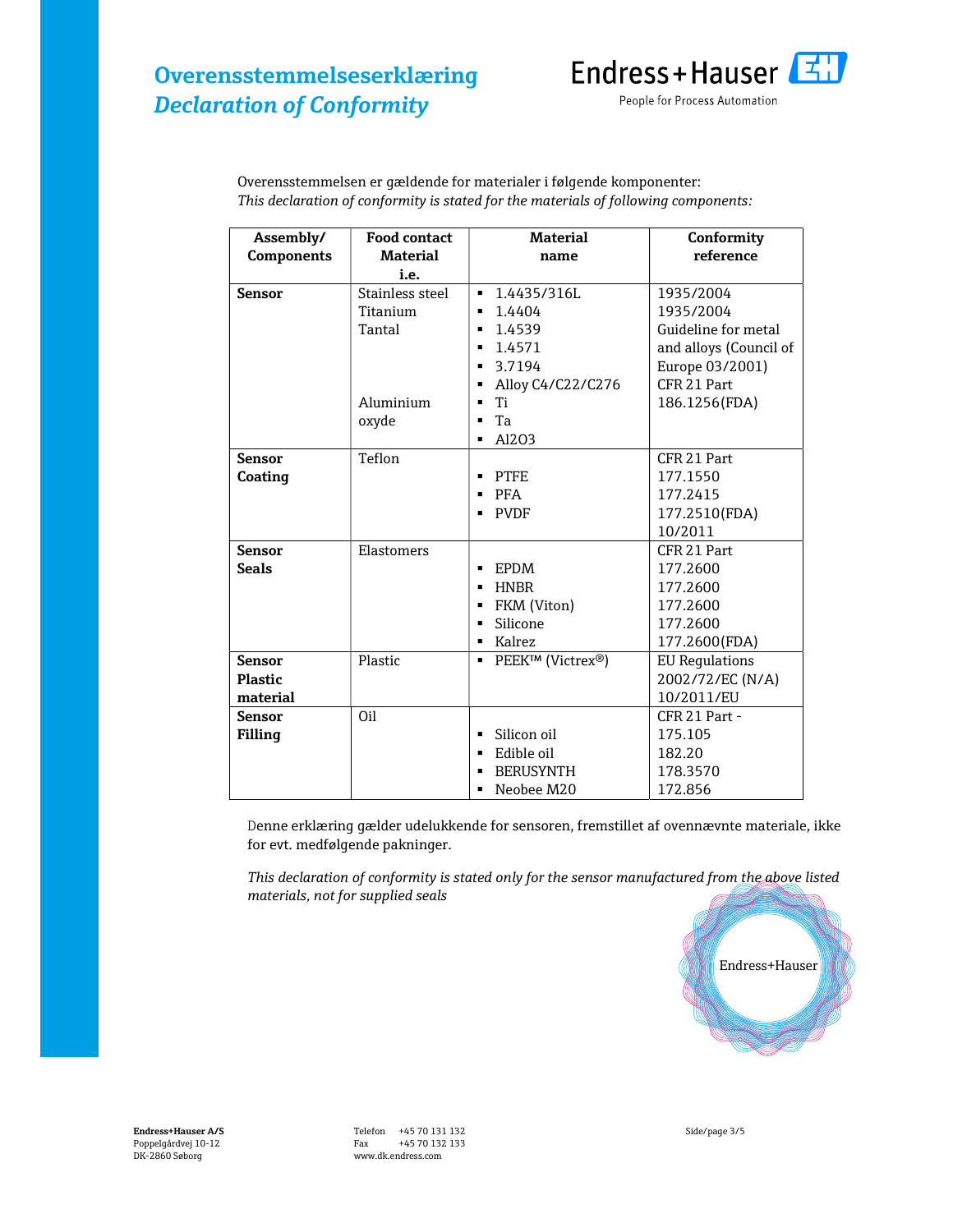# Overensstemmelseserklæring
## *Declaration of Conformity*

Overensstemmelsen er gældende for materialer i følgende komponenter:
*This declaration of conformity is stated for the materials of following components:*

| Assembly/ Components | Food contact Material i.e. | Material name | Conformity reference |
|---|---|---|---|
| **Sensor** | Stainless steel<br>Titanium<br>Tantal<br><br><br><br>Aluminium oxyde | ▪ 1.4435/316L<br>▪ 1.4404<br>▪ 1.4539<br>▪ 1.4571<br>▪ 3.7194<br>▪ Alloy C4/C22/C276<br>▪ Ti<br>▪ Ta<br>▪ Al2O3 | 1935/2004<br>1935/2004<br>Guideline for metal and alloys (Council of Europe 03/2001)<br>CFR 21 Part 186.1256(FDA) |
| **Sensor Coating** | Teflon | ▪ PTFE<br>▪ PFA<br>▪ PVDF | CFR 21 Part<br>177.1550<br>177.2415<br>177.2510(FDA)<br>10/2011 |
| **Sensor Seals** | Elastomers | ▪ EPDM<br>▪ HNBR<br>▪ FKM (Viton)<br>▪ Silicone<br>▪ Kalrez | CFR 21 Part<br>177.2600<br>177.2600<br>177.2600<br>177.2600<br>177.2600(FDA) |
| **Sensor Plastic material** | Plastic | ▪ PEEK™ (Victrex®) | EU Regulations<br>2002/72/EC (N/A)<br>10/2011/EU |
| **Sensor Filling** | Oil | ▪ Silicon oil<br>▪ Edible oil<br>▪ BERUSYNTH<br>▪ Neobee M20 | CFR 21 Part -<br>175.105<br>182.20<br>178.3570<br>172.856 |

Denne erklæring gælder udelukkende for sensoren, fremstillet af ovennævnte materiale, ikke for evt. medfølgende pakninger.

*This declaration of conformity is stated only for the sensor manufactured from the above listed materials, not for supplied seals*

Endress+Hauser

**Endress+Hauser A/S**
Poppelgårdvej 10-12
DK-2860 Søborg

Telefon +45 70 131 132
Fax +45 70 132 133
www.dk.endress.com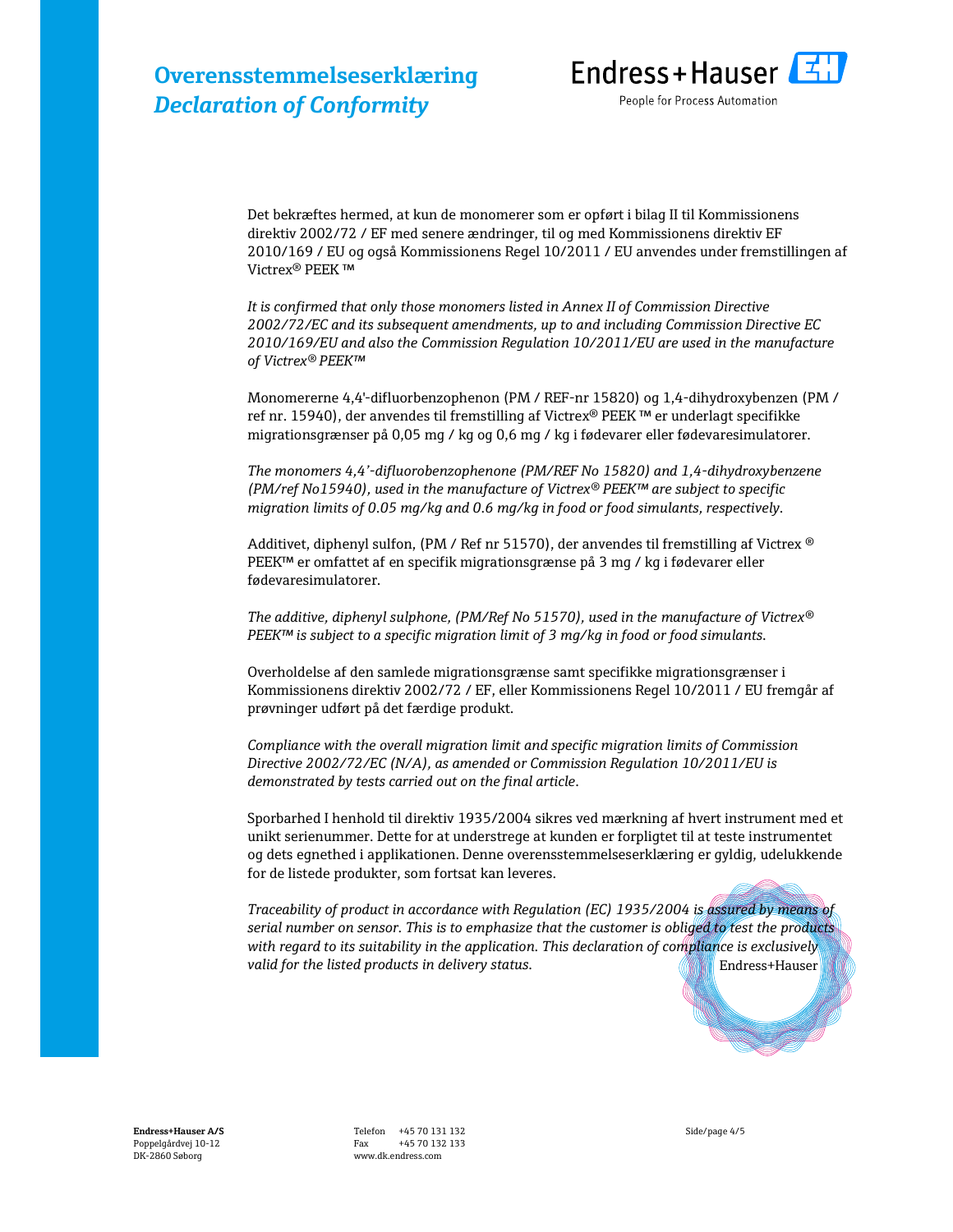# Overensstemmelseserklæring
## *Declaration of Conformity*

Endress+Hauser
People for Process Automation

Det bekræftes hermed, at kun de monomerer som er opført i bilag II til Kommissionens direktiv 2002/72 / EF med senere ændringer, til og med Kommissionens direktiv EF 2010/169 / EU og også Kommissionens Regel 10/2011 / EU anvendes under fremstillingen af Victrex® PEEK ™

*It is confirmed that only those monomers listed in Annex II of Commission Directive 2002/72/EC and its subsequent amendments, up to and including Commission Directive EC 2010/169/EU and also the Commission Regulation 10/2011/EU are used in the manufacture of Victrex® PEEK™*

Monomererne 4,4'-difluorbenzophenon (PM / REF-nr 15820) og 1,4-dihydroxybenzen (PM / ref nr. 15940), der anvendes til fremstilling af Victrex® PEEK ™ er underlagt specifikke migrationsgrænser på 0,05 mg / kg og 0,6 mg / kg i fødevarer eller fødevaresimulatorer.

*The monomers 4,4'-difluorobenzophenone (PM/REF No 15820) and 1,4-dihydroxybenzene (PM/ref No15940), used in the manufacture of Victrex® PEEK™ are subject to specific migration limits of 0.05 mg/kg and 0.6 mg/kg in food or food simulants, respectively.*

Additivet, diphenyl sulfon, (PM / Ref nr 51570), der anvendes til fremstilling af Victrex ® PEEK™ er omfattet af en specifik migrationsgrænse på 3 mg / kg i fødevarer eller fødevaresimulatorer.

*The additive, diphenyl sulphone, (PM/Ref No 51570), used in the manufacture of Victrex® PEEK™ is subject to a specific migration limit of 3 mg/kg in food or food simulants.*

Overholdelse af den samlede migrationsgrænse samt specifikke migrationsgrænser i Kommissionens direktiv 2002/72 / EF, eller Kommissionens Regel 10/2011 / EU fremgår af prøvninger udført på det færdige produkt.

*Compliance with the overall migration limit and specific migration limits of Commission Directive 2002/72/EC (N/A), as amended or Commission Regulation 10/2011/EU is demonstrated by tests carried out on the final article.*

Sporbarhed I henhold til direktiv 1935/2004 sikres ved mærkning af hvert instrument med et unikt serienummer. Dette for at understrege at kunden er forpligtet til at teste instrumentet og dets egnethed i applikationen. Denne overensstemmelseserklæring er gyldig, udelukkende for de listede produkter, som fortsat kan leveres.

*Traceability of product in accordance with Regulation (EC) 1935/2004 is assured by means of serial number on sensor. This is to emphasize that the customer is obliged to test the products with regard to its suitability in the application. This declaration of compliance is exclusively valid for the listed products in delivery status.*

Endress+Hauser

**Endress+Hauser A/S**
Poppelgårdvej 10-12
DK-2860 Søborg

Telefon +45 70 131 132
Fax +45 70 132 133
www.dk.endress.com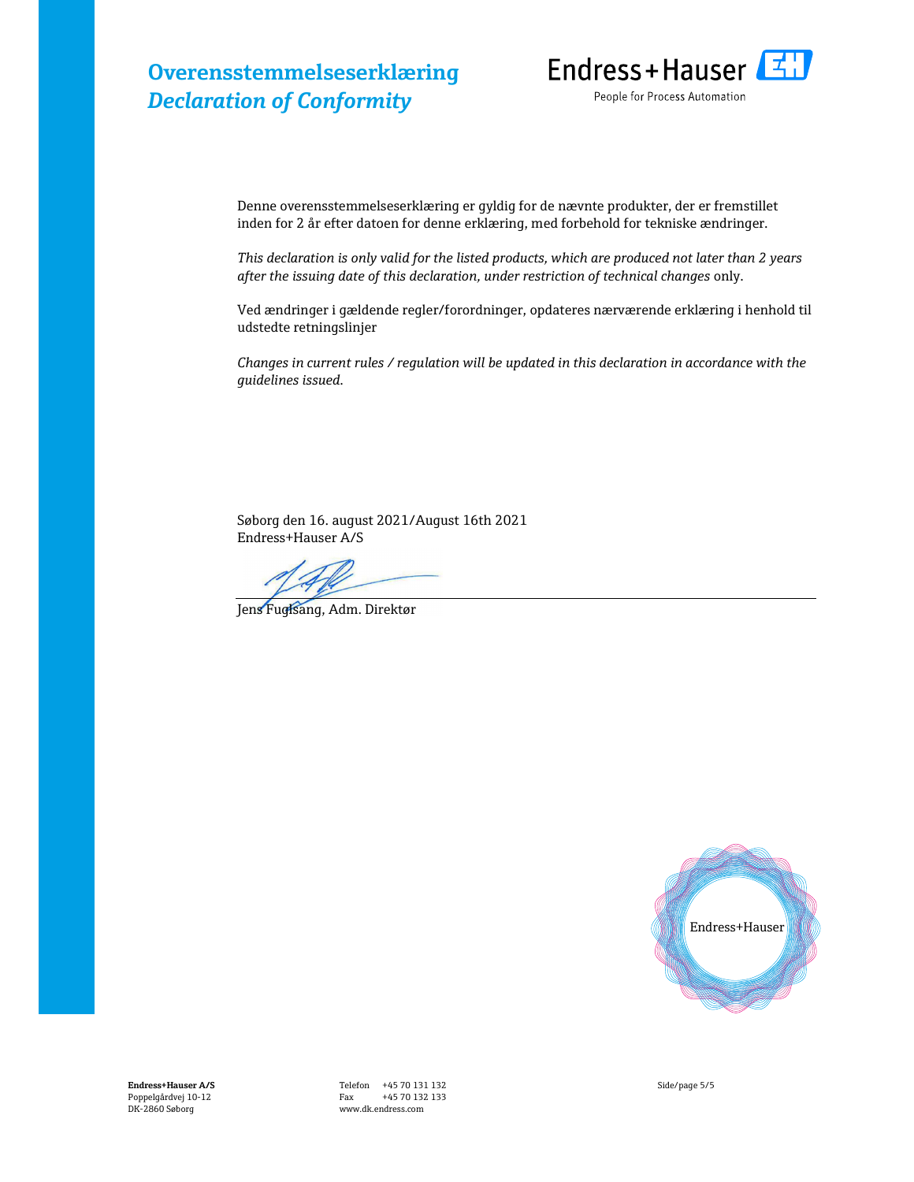# Overensstemmelseserklæring
## *Declaration of Conformity*

Endress+Hauser
People for Process Automation

Denne overensstemmelseserklæring er gyldig for de nævnte produkter, der er fremstillet inden for 2 år efter datoen for denne erklæring, med forbehold for tekniske ændringer.

*This declaration is only valid for the listed products, which are produced not later than 2 years after the issuing date of this declaration, under restriction of technical changes* only.

Ved ændringer i gældende regler/forordninger, opdateres nærværende erklæring i henhold til udstedte retningslinjer

*Changes in current rules / regulation will be updated in this declaration in accordance with the guidelines issued.*

Søborg den 16. august 2021/August 16th 2021
Endress+Hauser A/S

Jens Fuglsang, Adm. Direktør

Endress+Hauser

**Endress+Hauser A/S**
Poppelgårdvej 10-12
DK-2860 Søborg

Telefon +45 70 131 132
Fax +45 70 132 133
www.dk.endress.com